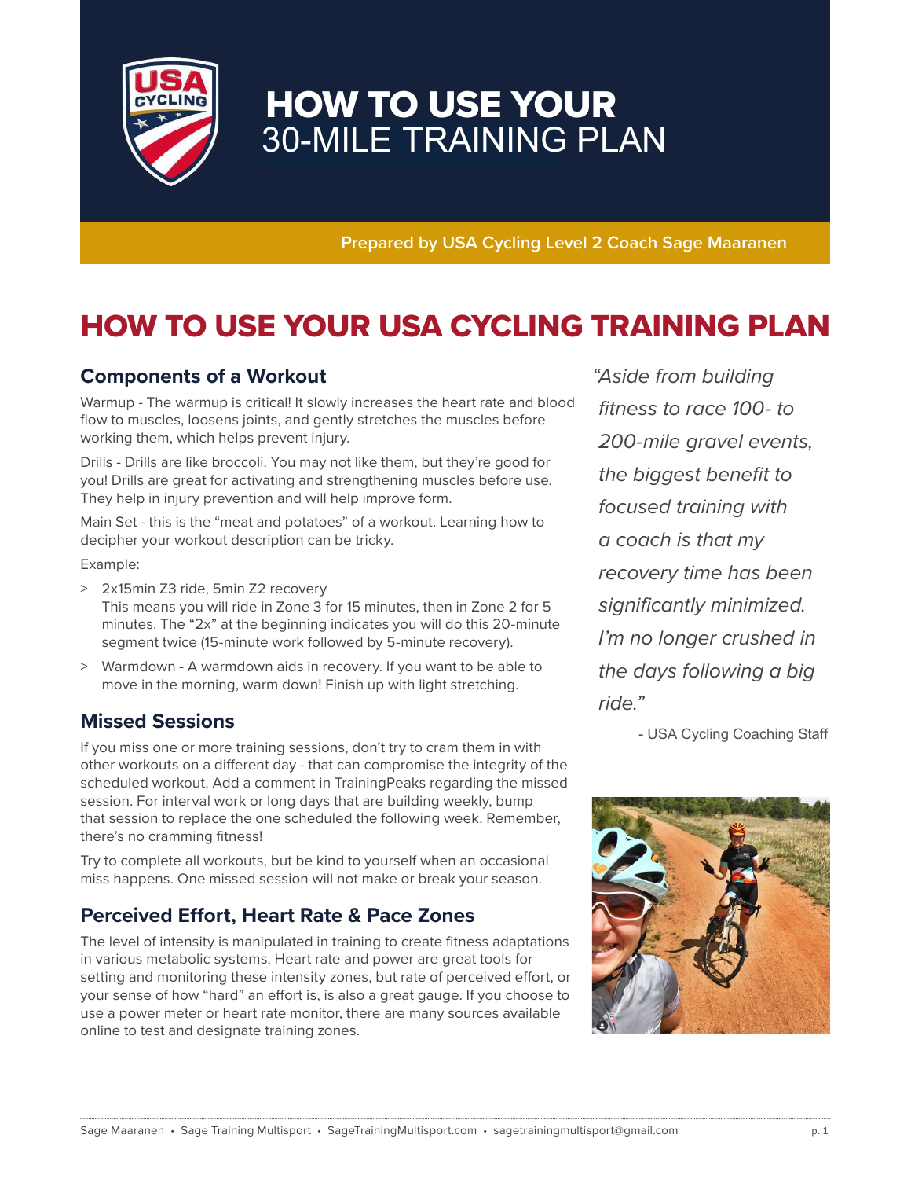# HOW TO USE YOUR 30-MILE TRAINING PLAN

**Prepared by USA Cycling Level 2 Coach Sage Maaranen**

## HOW TO USE YOUR USA CYCLING TRAINING PLAN

### Components of a Workout

Warmup - The warmup is critical! It slowly increases the heart rate and blood flow to muscles, loosens joints, and gently stretches the muscles before working them, which helps prevent injury.

Drills - Drills are like broccoli. You may not like them, but they're good for you! Drills are great for activating and strengthening muscles before use. They help in injury prevention and will help improve form.

Main Set - this is the "meat and potatoes" of a workout. Learning how to decipher your workout description can be tricky.

Example:

- 2x15min Z3 ride, 5min Z2 recovery
  This means you will ride in Zone 3 for 15 minutes, then in Zone 2 for 5 minutes. The "2x" at the beginning indicates you will do this 20-minute segment twice (15-minute work followed by 5-minute recovery).
- Warmdown - A warmdown aids in recovery. If you want to be able to move in the morning, warm down! Finish up with light stretching.

### Missed Sessions

If you miss one or more training sessions, don't try to cram them in with other workouts on a different day - that can compromise the integrity of the scheduled workout. Add a comment in TrainingPeaks regarding the missed session. For interval work or long days that are building weekly, bump that session to replace the one scheduled the following week. Remember, there's no cramming fitness!

Try to complete all workouts, but be kind to yourself when an occasional miss happens. One missed session will not make or break your season.

### Perceived Effort, Heart Rate & Pace Zones

The level of intensity is manipulated in training to create fitness adaptations in various metabolic systems. Heart rate and power are great tools for setting and monitoring these intensity zones, but rate of perceived effort, or your sense of how "hard" an effort is, is also a great gauge. If you choose to use a power meter or heart rate monitor, there are many sources available online to test and designate training zones.

*"Aside from building fitness to race 100- to 200-mile gravel events, the biggest benefit to focused training with a coach is that my recovery time has been significantly minimized. I'm no longer crushed in the days following a big ride."*

- USA Cycling Coaching Staff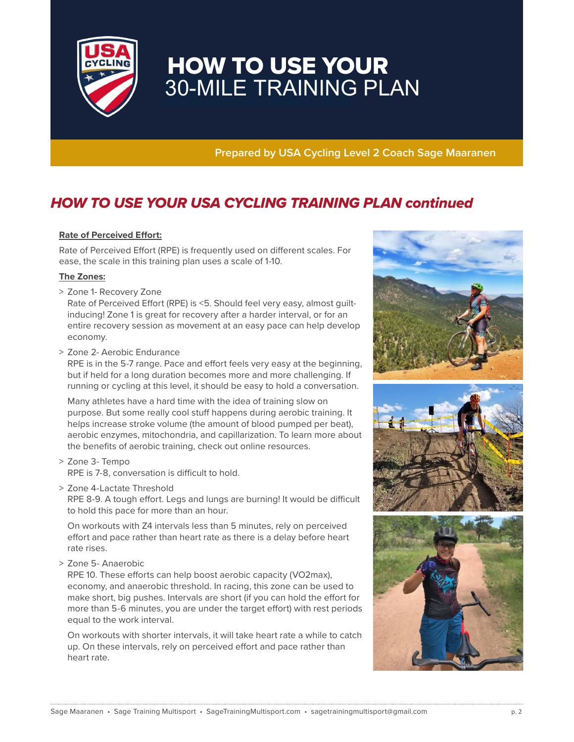# HOW TO USE YOUR 30-MILE TRAINING PLAN

**Prepared by USA Cycling Level 2 Coach Sage Maaranen**

## *HOW TO USE YOUR USA CYCLING TRAINING PLAN continued*

**Rate of Perceived Effort:**

Rate of Perceived Effort (RPE) is frequently used on different scales. For ease, the scale in this training plan uses a scale of 1-10.

**The Zones:**

> Zone 1- Recovery Zone
Rate of Perceived Effort (RPE) is <5. Should feel very easy, almost guilt-inducing! Zone 1 is great for recovery after a harder interval, or for an entire recovery session as movement at an easy pace can help develop economy.

> Zone 2- Aerobic Endurance
RPE is in the 5-7 range. Pace and effort feels very easy at the beginning, but if held for a long duration becomes more and more challenging. If running or cycling at this level, it should be easy to hold a conversation.

Many athletes have a hard time with the idea of training slow on purpose. But some really cool stuff happens during aerobic training. It helps increase stroke volume (the amount of blood pumped per beat), aerobic enzymes, mitochondria, and capillarization. To learn more about the benefits of aerobic training, check out online resources.

> Zone 3- Tempo
RPE is 7-8, conversation is difficult to hold.

> Zone 4-Lactate Threshold
RPE 8-9. A tough effort. Legs and lungs are burning! It would be difficult to hold this pace for more than an hour.

On workouts with Z4 intervals less than 5 minutes, rely on perceived effort and pace rather than heart rate as there is a delay before heart rate rises.

> Zone 5- Anaerobic
RPE 10. These efforts can help boost aerobic capacity (VO2max), economy, and anaerobic threshold. In racing, this zone can be used to make short, big pushes. Intervals are short (if you can hold the effort for more than 5-6 minutes, you are under the target effort) with rest periods equal to the work interval.

On workouts with shorter intervals, it will take heart rate a while to catch up. On these intervals, rely on perceived effort and pace rather than heart rate.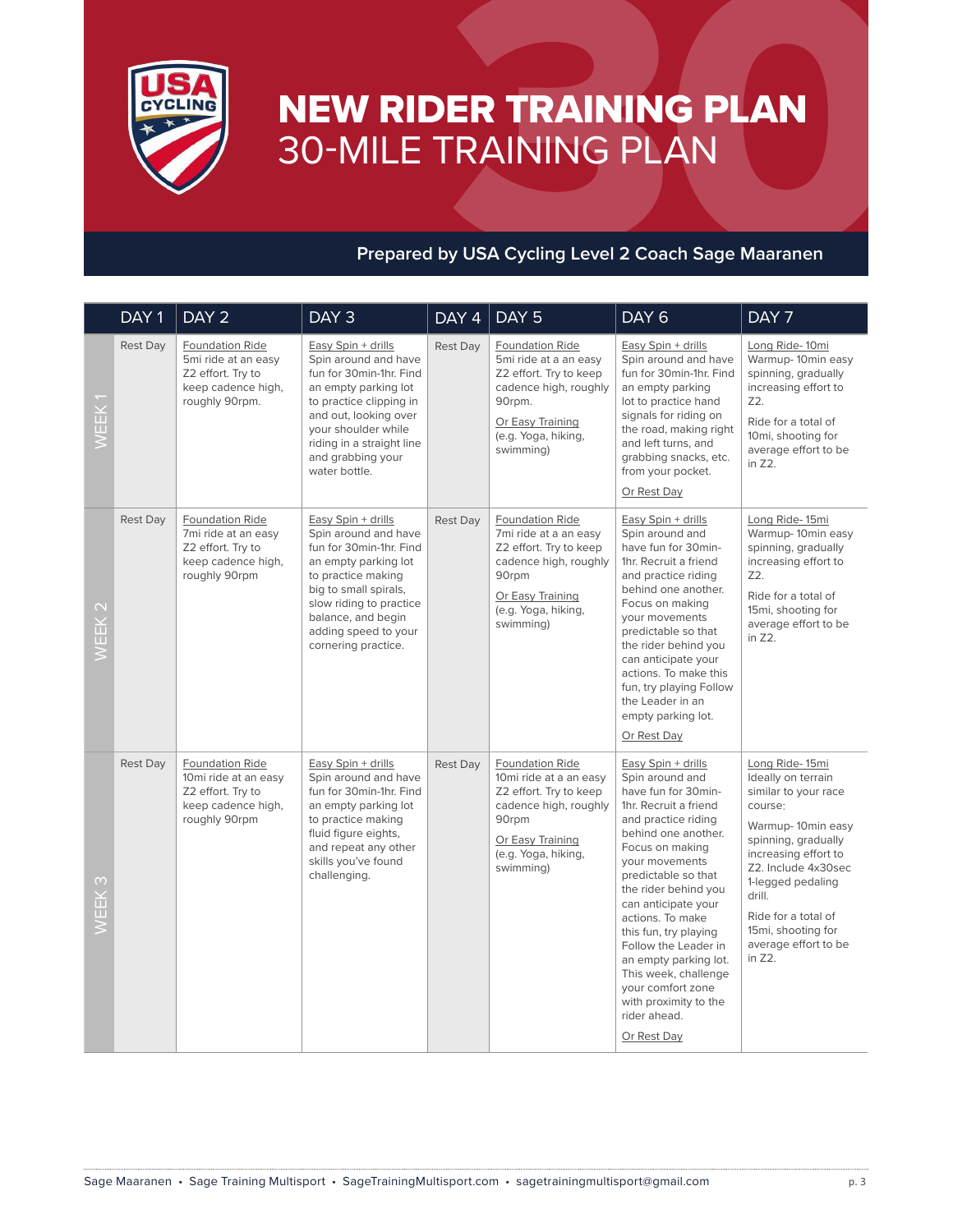# NEW RIDER TRAINING PLAN
## 30-MILE TRAINING PLAN

**Prepared by USA Cycling Level 2 Coach Sage Maaranen**

| | DAY 1 | DAY 2 | DAY 3 | DAY 4 | DAY 5 | DAY 6 | DAY 7 |
|---|---|---|---|---|---|---|---|
| WEEK 1 | Rest Day | Foundation Ride<br>5mi ride at an easy Z2 effort. Try to keep cadence high, roughly 90rpm. | Easy Spin + drills<br>Spin around and have fun for 30min-1hr. Find an empty parking lot to practice clipping in and out, looking over your shoulder while riding in a straight line and grabbing your water bottle. | Rest Day | Foundation Ride<br>5mi ride at a an easy Z2 effort. Try to keep cadence high, roughly 90rpm.<br>Or Easy Training<br>(e.g. Yoga, hiking, swimming) | Easy Spin + drills<br>Spin around and have fun for 30min-1hr. Find an empty parking lot to practice hand signals for riding on the road, making right and left turns, and grabbing snacks, etc. from your pocket.<br>Or Rest Day | Long Ride- 10mi<br>Warmup- 10min easy spinning, gradually increasing effort to Z2.<br>Ride for a total of 10mi, shooting for average effort to be in Z2. |
| WEEK 2 | Rest Day | Foundation Ride<br>7mi ride at an easy Z2 effort. Try to keep cadence high, roughly 90rpm | Easy Spin + drills<br>Spin around and have fun for 30min-1hr. Find an empty parking lot to practice making big to small spirals, slow riding to practice balance, and begin adding speed to your cornering practice. | Rest Day | Foundation Ride<br>7mi ride at a an easy Z2 effort. Try to keep cadence high, roughly 90rpm<br>Or Easy Training<br>(e.g. Yoga, hiking, swimming) | Easy Spin + drills<br>Spin around and have fun for 30min-1hr. Recruit a friend and practice riding behind one another. Focus on making your movements predictable so that the rider behind you can anticipate your actions. To make this fun, try playing Follow the Leader in an empty parking lot.<br>Or Rest Day | Long Ride- 15mi<br>Warmup- 10min easy spinning, gradually increasing effort to Z2.<br>Ride for a total of 15mi, shooting for average effort to be in Z2. |
| WEEK 3 | Rest Day | Foundation Ride<br>10mi ride at an easy Z2 effort. Try to keep cadence high, roughly 90rpm | Easy Spin + drills<br>Spin around and have fun for 30min-1hr. Find an empty parking lot to practice making fluid figure eights, and repeat any other skills you've found challenging. | Rest Day | Foundation Ride<br>10mi ride at a an easy Z2 effort. Try to keep cadence high, roughly 90rpm<br>Or Easy Training<br>(e.g. Yoga, hiking, swimming) | Easy Spin + drills<br>Spin around and have fun for 30min-1hr. Recruit a friend and practice riding behind one another. Focus on making your movements predictable so that the rider behind you can anticipate your actions. To make this fun, try playing Follow the Leader in an empty parking lot. This week, challenge your comfort zone with proximity to the rider ahead.<br>Or Rest Day | Long Ride- 15mi<br>Ideally on terrain similar to your race course:<br>Warmup- 10min easy spinning, gradually increasing effort to Z2. Include 4x30sec 1-legged pedaling drill.<br>Ride for a total of 15mi, shooting for average effort to be in Z2. |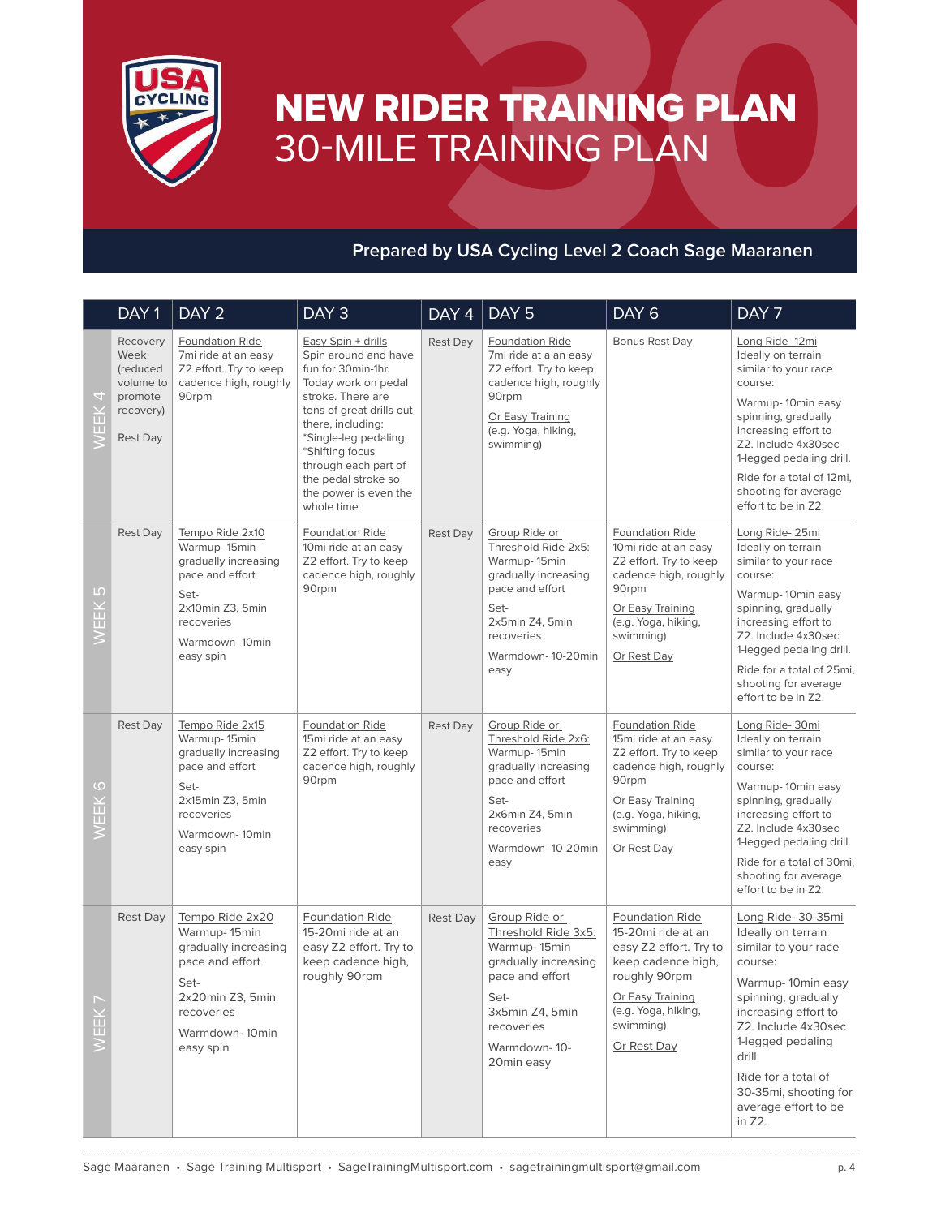# NEW RIDER TRAINING PLAN
## 30-MILE TRAINING PLAN

**Prepared by USA Cycling Level 2 Coach Sage Maaranen**

| | DAY 1 | DAY 2 | DAY 3 | DAY 4 | DAY 5 | DAY 6 | DAY 7 |
|---|---|---|---|---|---|---|---|
| WEEK 4 | Recovery Week (reduced volume to promote recovery)<br><br>Rest Day | Foundation Ride<br>7mi ride at an easy Z2 effort. Try to keep cadence high, roughly 90rpm | Easy Spin + drills<br>Spin around and have fun for 30min-1hr. Today work on pedal stroke. There are tons of great drills out there, including:<br>*Single-leg pedaling<br>*Shifting focus through each part of the pedal stroke so the power is even the whole time | Rest Day | Foundation Ride<br>7mi ride at a an easy Z2 effort. Try to keep cadence high, roughly 90rpm<br><br>Or Easy Training<br>(e.g. Yoga, hiking, swimming) | Bonus Rest Day | Long Ride- 12mi<br>Ideally on terrain similar to your race course:<br><br>Warmup- 10min easy spinning, gradually increasing effort to Z2. Include 4x30sec 1-legged pedaling drill.<br><br>Ride for a total of 12mi, shooting for average effort to be in Z2. |
| WEEK 5 | Rest Day | Tempo Ride 2x10<br>Warmup- 15min gradually increasing pace and effort<br><br>Set-<br>2x10min Z3, 5min recoveries<br><br>Warmdown- 10min easy spin | Foundation Ride<br>10mi ride at an easy Z2 effort. Try to keep cadence high, roughly 90rpm | Rest Day | Group Ride or Threshold Ride 2x5:<br>Warmup- 15min gradually increasing pace and effort<br><br>Set-<br>2x5min Z4, 5min recoveries<br><br>Warmdown- 10-20min easy | Foundation Ride<br>10mi ride at an easy Z2 effort. Try to keep cadence high, roughly 90rpm<br><br>Or Easy Training<br>(e.g. Yoga, hiking, swimming)<br><br>Or Rest Day | Long Ride- 25mi<br>Ideally on terrain similar to your race course:<br><br>Warmup- 10min easy spinning, gradually increasing effort to Z2. Include 4x30sec 1-legged pedaling drill.<br><br>Ride for a total of 25mi, shooting for average effort to be in Z2. |
| WEEK 6 | Rest Day | Tempo Ride 2x15<br>Warmup- 15min gradually increasing pace and effort<br><br>Set-<br>2x15min Z3, 5min recoveries<br><br>Warmdown- 10min easy spin | Foundation Ride<br>15mi ride at an easy Z2 effort. Try to keep cadence high, roughly 90rpm | Rest Day | Group Ride or Threshold Ride 2x6:<br>Warmup- 15min gradually increasing pace and effort<br><br>Set-<br>2x6min Z4, 5min recoveries<br><br>Warmdown- 10-20min easy | Foundation Ride<br>15mi ride at an easy Z2 effort. Try to keep cadence high, roughly 90rpm<br><br>Or Easy Training<br>(e.g. Yoga, hiking, swimming)<br><br>Or Rest Day | Long Ride- 30mi<br>Ideally on terrain similar to your race course:<br><br>Warmup- 10min easy spinning, gradually increasing effort to Z2. Include 4x30sec 1-legged pedaling drill.<br><br>Ride for a total of 30mi, shooting for average effort to be in Z2. |
| WEEK 7 | Rest Day | Tempo Ride 2x20<br>Warmup- 15min gradually increasing pace and effort<br><br>Set-<br>2x20min Z3, 5min recoveries<br><br>Warmdown- 10min easy spin | Foundation Ride<br>15-20mi ride at an easy Z2 effort. Try to keep cadence high, roughly 90rpm | Rest Day | Group Ride or Threshold Ride 3x5:<br>Warmup- 15min gradually increasing pace and effort<br><br>Set-<br>3x5min Z4, 5min recoveries<br><br>Warmdown- 10-20min easy | Foundation Ride<br>15-20mi ride at an easy Z2 effort. Try to keep cadence high, roughly 90rpm<br><br>Or Easy Training<br>(e.g. Yoga, hiking, swimming)<br><br>Or Rest Day | Long Ride- 30-35mi<br>Ideally on terrain similar to your race course:<br><br>Warmup- 10min easy spinning, gradually increasing effort to Z2. Include 4x30sec 1-legged pedaling drill.<br><br>Ride for a total of 30-35mi, shooting for average effort to be in Z2. |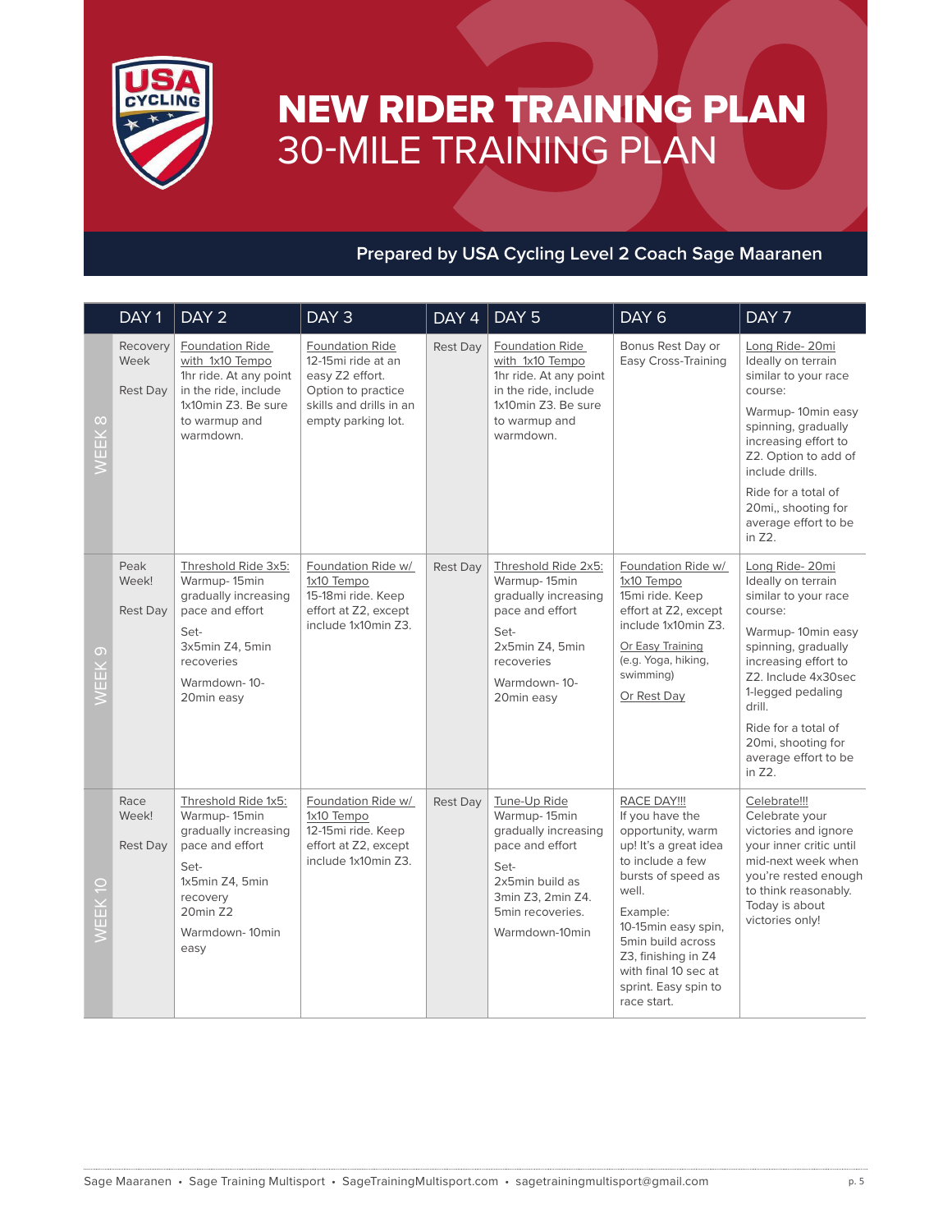# NEW RIDER TRAINING PLAN
## 30-MILE TRAINING PLAN

**Prepared by USA Cycling Level 2 Coach Sage Maaranen**

| | DAY 1 | DAY 2 | DAY 3 | DAY 4 | DAY 5 | DAY 6 | DAY 7 |
|---|---|---|---|---|---|---|---|
| WEEK 8 | Recovery Week<br><br>Rest Day | Foundation Ride with 1x10 Tempo<br>1hr ride. At any point in the ride, include 1x10min Z3. Be sure to warmup and warmdown. | Foundation Ride<br>12-15mi ride at an easy Z2 effort. Option to practice skills and drills in an empty parking lot. | Rest Day | Foundation Ride with 1x10 Tempo<br>1hr ride. At any point in the ride, include 1x10min Z3. Be sure to warmup and warmdown. | Bonus Rest Day or Easy Cross-Training | Long Ride- 20mi<br>Ideally on terrain similar to your race course:<br><br>Warmup- 10min easy spinning, gradually increasing effort to Z2. Option to add of include drills.<br><br>Ride for a total of 20mi,, shooting for average effort to be in Z2. |
| WEEK 9 | Peak Week!<br><br>Rest Day | Threshold Ride 3x5:<br>Warmup- 15min gradually increasing pace and effort<br><br>Set-<br>3x5min Z4, 5min recoveries<br><br>Warmdown- 10-20min easy | Foundation Ride w/ 1x10 Tempo<br>15-18mi ride. Keep effort at Z2, except include 1x10min Z3. | Rest Day | Threshold Ride 2x5:<br>Warmup- 15min gradually increasing pace and effort<br><br>Set-<br>2x5min Z4, 5min recoveries<br><br>Warmdown- 10-20min easy | Foundation Ride w/ 1x10 Tempo<br>15mi ride. Keep effort at Z2, except include 1x10min Z3.<br><br>Or Easy Training<br>(e.g. Yoga, hiking, swimming)<br><br>Or Rest Day | Long Ride- 20mi<br>Ideally on terrain similar to your race course:<br><br>Warmup- 10min easy spinning, gradually increasing effort to Z2. Include 4x30sec 1-legged pedaling drill.<br><br>Ride for a total of 20mi, shooting for average effort to be in Z2. |
| WEEK 10 | Race Week!<br><br>Rest Day | Threshold Ride 1x5:<br>Warmup- 15min gradually increasing pace and effort<br><br>Set-<br>1x5min Z4, 5min recovery<br>20min Z2<br><br>Warmdown- 10min easy | Foundation Ride w/ 1x10 Tempo<br>12-15mi ride. Keep effort at Z2, except include 1x10min Z3. | Rest Day | Tune-Up Ride<br>Warmup- 15min gradually increasing pace and effort<br><br>Set-<br>2x5min build as 3min Z3, 2min Z4. 5min recoveries.<br><br>Warmdown-10min | RACE DAY!!!<br>If you have the opportunity, warm up! It's a great idea to include a few bursts of speed as well.<br><br>Example:<br>10-15min easy spin, 5min build across Z3, finishing in Z4 with final 10 sec at sprint. Easy spin to race start. | Celebrate!!!<br>Celebrate your victories and ignore your inner critic until mid-next week when you're rested enough to think reasonably. Today is about victories only! |

Sage Maaranen • Sage Training Multisport • SageTrainingMultisport.com • sagetrainingmultisport@gmail.com